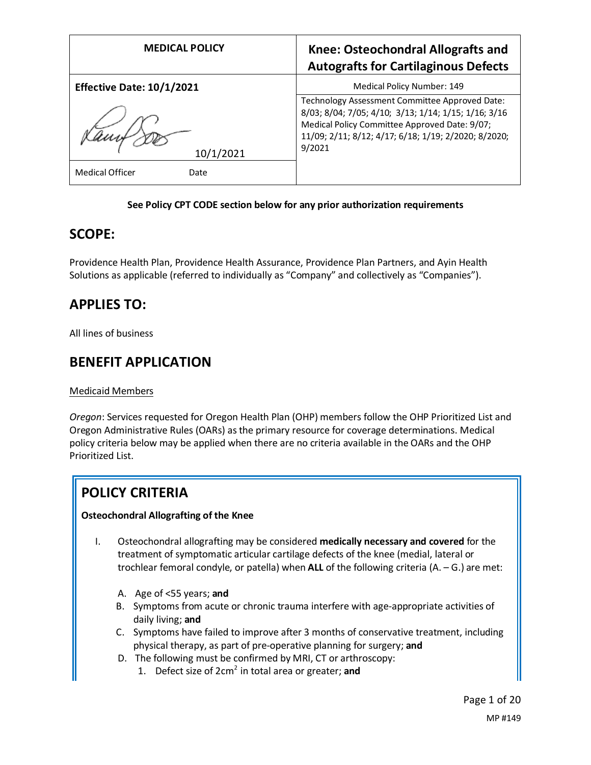| MEDICAL POLICY | Knee: Osteochondral Allografts and Autografts for Cartilaginous Defects |
|---|---|
| **Effective Date: 10/1/2021** | Medical Policy Number: 149 |
| 10/1/2021 | Technology Assessment Committee Approved Date: 8/03; 8/04; 7/05; 4/10; 3/13; 1/14; 1/15; 1/16; 3/16 Medical Policy Committee Approved Date: 9/07; 11/09; 2/11; 8/12; 4/17; 6/18; 1/19; 2/2020; 8/2020; 9/2021 |
| Medical Officer Date | |

**See Policy CPT CODE section below for any prior authorization requirements**

## SCOPE:

Providence Health Plan, Providence Health Assurance, Providence Plan Partners, and Ayin Health Solutions as applicable (referred to individually as "Company" and collectively as "Companies").

## APPLIES TO:

All lines of business

## BENEFIT APPLICATION

Medicaid Members

*Oregon*: Services requested for Oregon Health Plan (OHP) members follow the OHP Prioritized List and Oregon Administrative Rules (OARs) as the primary resource for coverage determinations. Medical policy criteria below may be applied when there are no criteria available in the OARs and the OHP Prioritized List.

## POLICY CRITERIA

**Osteochondral Allografting of the Knee**

I. Osteochondral allografting may be considered **medically necessary and covered** for the treatment of symptomatic articular cartilage defects of the knee (medial, lateral or trochlear femoral condyle, or patella) when **ALL** of the following criteria (A. – G.) are met:

   A. Age of <55 years; **and**
   B. Symptoms from acute or chronic trauma interfere with age-appropriate activities of daily living; **and**
   C. Symptoms have failed to improve after 3 months of conservative treatment, including physical therapy, as part of pre-operative planning for surgery; **and**
   D. The following must be confirmed by MRI, CT or arthroscopy:
      1. Defect size of $2cm^2$ in total area or greater; **and**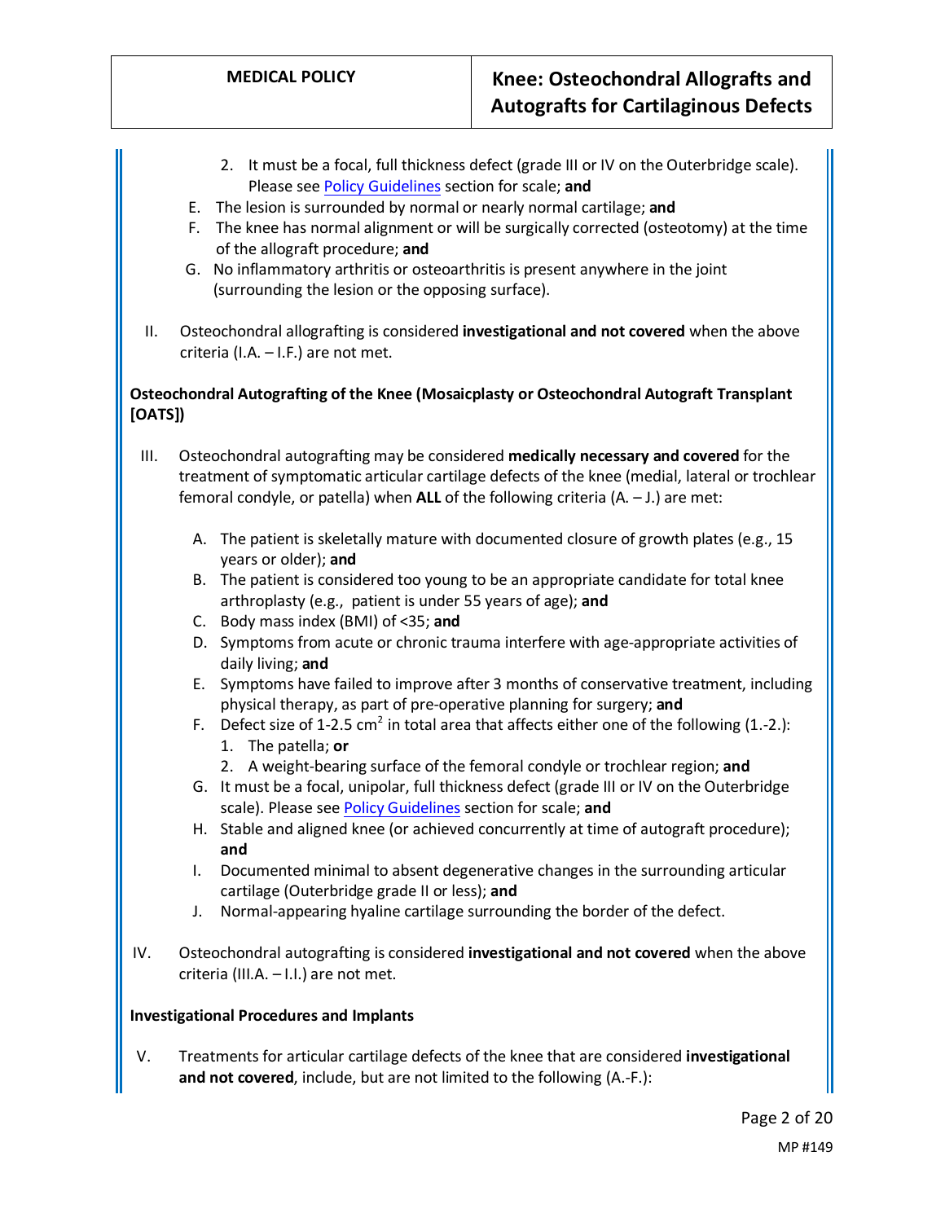2. It must be a focal, full thickness defect (grade III or IV on the Outerbridge scale). Please see Policy Guidelines section for scale; **and**

E. The lesion is surrounded by normal or nearly normal cartilage; **and**

F. The knee has normal alignment or will be surgically corrected (osteotomy) at the time of the allograft procedure; **and**

G. No inflammatory arthritis or osteoarthritis is present anywhere in the joint (surrounding the lesion or the opposing surface).

II. Osteochondral allografting is considered **investigational and not covered** when the above criteria (I.A. – I.F.) are not met.

**Osteochondral Autografting of the Knee (Mosaicplasty or Osteochondral Autograft Transplant [OATS])**

III. Osteochondral autografting may be considered **medically necessary and covered** for the treatment of symptomatic articular cartilage defects of the knee (medial, lateral or trochlear femoral condyle, or patella) when **ALL** of the following criteria (A. – J.) are met:

A. The patient is skeletally mature with documented closure of growth plates (e.g., 15 years or older); **and**

B. The patient is considered too young to be an appropriate candidate for total knee arthroplasty (e.g., patient is under 55 years of age); **and**

C. Body mass index (BMI) of <35; **and**

D. Symptoms from acute or chronic trauma interfere with age-appropriate activities of daily living; **and**

E. Symptoms have failed to improve after 3 months of conservative treatment, including physical therapy, as part of pre-operative planning for surgery; **and**

F. Defect size of 1-2.5 $cm^2$ in total area that affects either one of the following (1.-2.):
   1. The patella; **or**
   2. A weight-bearing surface of the femoral condyle or trochlear region; **and**

G. It must be a focal, unipolar, full thickness defect (grade III or IV on the Outerbridge scale). Please see Policy Guidelines section for scale; **and**

H. Stable and aligned knee (or achieved concurrently at time of autograft procedure); **and**

I. Documented minimal to absent degenerative changes in the surrounding articular cartilage (Outerbridge grade II or less); **and**

J. Normal-appearing hyaline cartilage surrounding the border of the defect.

IV. Osteochondral autografting is considered **investigational and not covered** when the above criteria (III.A. – I.I.) are not met.

**Investigational Procedures and Implants**

V. Treatments for articular cartilage defects of the knee that are considered **investigational and not covered**, include, but are not limited to the following (A.-F.):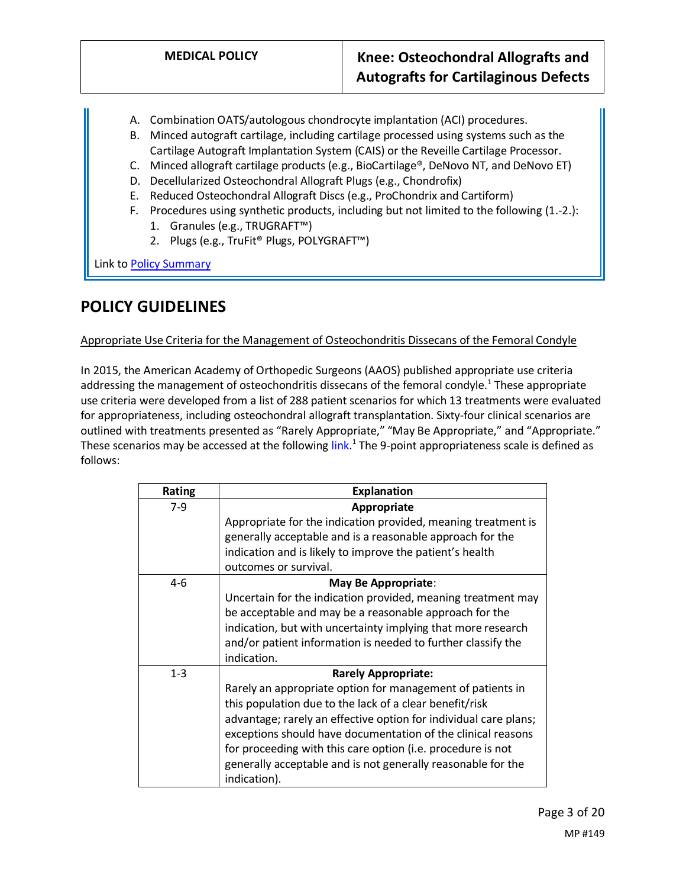A. Combination OATS/autologous chondrocyte implantation (ACI) procedures.
B. Minced autograft cartilage, including cartilage processed using systems such as the Cartilage Autograft Implantation System (CAIS) or the Reveille Cartilage Processor.
C. Minced allograft cartilage products (e.g., BioCartilage®, DeNovo NT, and DeNovo ET)
D. Decellularized Osteochondral Allograft Plugs (e.g., Chondrofix)
E. Reduced Osteochondral Allograft Discs (e.g., ProChondrix and Cartiform)
F. Procedures using synthetic products, including but not limited to the following (1.-2.):
   1. Granules (e.g., TRUGRAFT™)
   2. Plugs (e.g., TruFit® Plugs, POLYGRAFT™)

Link to Policy Summary

## POLICY GUIDELINES

Appropriate Use Criteria for the Management of Osteochondritis Dissecans of the Femoral Condyle

In 2015, the American Academy of Orthopedic Surgeons (AAOS) published appropriate use criteria addressing the management of osteochondritis dissecans of the femoral condyle.[1] These appropriate use criteria were developed from a list of 288 patient scenarios for which 13 treatments were evaluated for appropriateness, including osteochondral allograft transplantation. Sixty-four clinical scenarios are outlined with treatments presented as "Rarely Appropriate," "May Be Appropriate," and "Appropriate." These scenarios may be accessed at the following link.[1] The 9-point appropriateness scale is defined as follows:

| Rating | Explanation |
|---|---|
| 7-9 | **Appropriate** Appropriate for the indication provided, meaning treatment is generally acceptable and is a reasonable approach for the indication and is likely to improve the patient's health outcomes or survival. |
| 4-6 | **May Be Appropriate**: Uncertain for the indication provided, meaning treatment may be acceptable and may be a reasonable approach for the indication, but with uncertainty implying that more research and/or patient information is needed to further classify the indication. |
| 1-3 | **Rarely Appropriate:** Rarely an appropriate option for management of patients in this population due to the lack of a clear benefit/risk advantage; rarely an effective option for individual care plans; exceptions should have documentation of the clinical reasons for proceeding with this care option (i.e. procedure is not generally acceptable and is not generally reasonable for the indication). |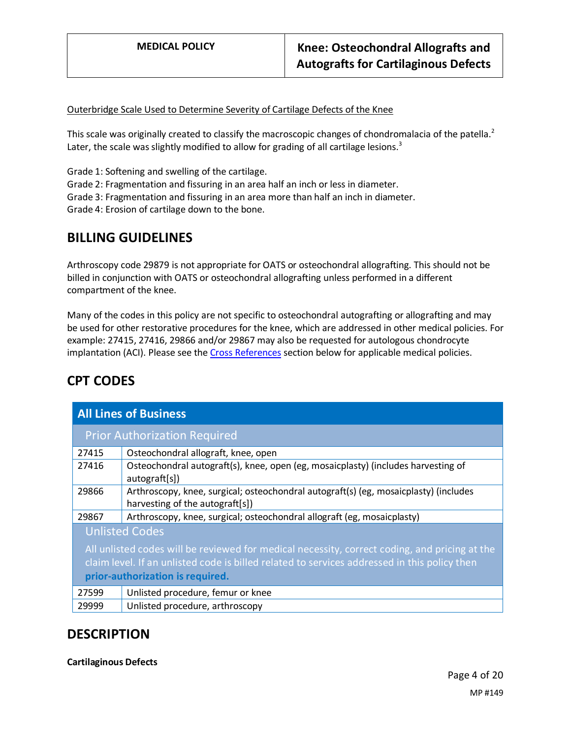Outerbridge Scale Used to Determine Severity of Cartilage Defects of the Knee

This scale was originally created to classify the macroscopic changes of chondromalacia of the patella.[2] Later, the scale was slightly modified to allow for grading of all cartilage lesions.[3]

Grade 1: Softening and swelling of the cartilage.
Grade 2: Fragmentation and fissuring in an area half an inch or less in diameter.
Grade 3: Fragmentation and fissuring in an area more than half an inch in diameter.
Grade 4: Erosion of cartilage down to the bone.

## BILLING GUIDELINES

Arthroscopy code 29879 is not appropriate for OATS or osteochondral allografting. This should not be billed in conjunction with OATS or osteochondral allografting unless performed in a different compartment of the knee.

Many of the codes in this policy are not specific to osteochondral autografting or allografting and may be used for other restorative procedures for the knee, which are addressed in other medical policies. For example: 27415, 27416, 29866 and/or 29867 may also be requested for autologous chondrocyte implantation (ACI). Please see the Cross References section below for applicable medical policies.

## CPT CODES

| All Lines of Business | |
|---|---|
| **Prior Authorization Required** | |
| 27415 | Osteochondral allograft, knee, open |
| 27416 | Osteochondral autograft(s), knee, open (eg, mosaicplasty) (includes harvesting of autograft[s]) |
| 29866 | Arthroscopy, knee, surgical; osteochondral autograft(s) (eg, mosaicplasty) (includes harvesting of the autograft[s]) |
| 29867 | Arthroscopy, knee, surgical; osteochondral allograft (eg, mosaicplasty) |
| **Unlisted Codes** — All unlisted codes will be reviewed for medical necessity, correct coding, and pricing at the claim level. If an unlisted code is billed related to services addressed in this policy then **prior-authorization is required.** | |
| 27599 | Unlisted procedure, femur or knee |
| 29999 | Unlisted procedure, arthroscopy |

## DESCRIPTION

**Cartilaginous Defects**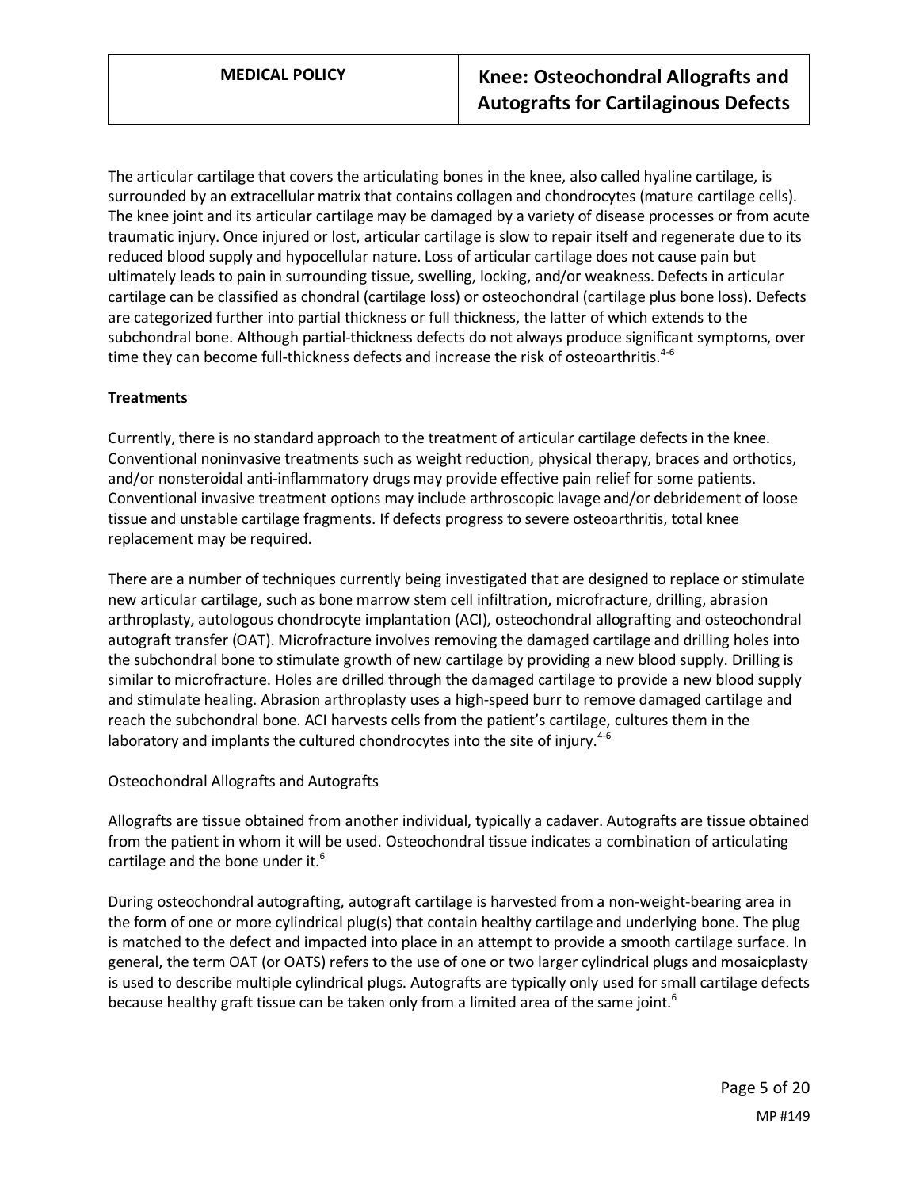The articular cartilage that covers the articulating bones in the knee, also called hyaline cartilage, is surrounded by an extracellular matrix that contains collagen and chondrocytes (mature cartilage cells). The knee joint and its articular cartilage may be damaged by a variety of disease processes or from acute traumatic injury. Once injured or lost, articular cartilage is slow to repair itself and regenerate due to its reduced blood supply and hypocellular nature. Loss of articular cartilage does not cause pain but ultimately leads to pain in surrounding tissue, swelling, locking, and/or weakness. Defects in articular cartilage can be classified as chondral (cartilage loss) or osteochondral (cartilage plus bone loss). Defects are categorized further into partial thickness or full thickness, the latter of which extends to the subchondral bone. Although partial-thickness defects do not always produce significant symptoms, over time they can become full-thickness defects and increase the risk of osteoarthritis.[4-6]

**Treatments**

Currently, there is no standard approach to the treatment of articular cartilage defects in the knee. Conventional noninvasive treatments such as weight reduction, physical therapy, braces and orthotics, and/or nonsteroidal anti-inflammatory drugs may provide effective pain relief for some patients. Conventional invasive treatment options may include arthroscopic lavage and/or debridement of loose tissue and unstable cartilage fragments. If defects progress to severe osteoarthritis, total knee replacement may be required.

There are a number of techniques currently being investigated that are designed to replace or stimulate new articular cartilage, such as bone marrow stem cell infiltration, microfracture, drilling, abrasion arthroplasty, autologous chondrocyte implantation (ACI), osteochondral allografting and osteochondral autograft transfer (OAT). Microfracture involves removing the damaged cartilage and drilling holes into the subchondral bone to stimulate growth of new cartilage by providing a new blood supply. Drilling is similar to microfracture. Holes are drilled through the damaged cartilage to provide a new blood supply and stimulate healing. Abrasion arthroplasty uses a high-speed burr to remove damaged cartilage and reach the subchondral bone. ACI harvests cells from the patient's cartilage, cultures them in the laboratory and implants the cultured chondrocytes into the site of injury.[4-6]

<u>Osteochondral Allografts and Autografts</u>

Allografts are tissue obtained from another individual, typically a cadaver. Autografts are tissue obtained from the patient in whom it will be used. Osteochondral tissue indicates a combination of articulating cartilage and the bone under it.[6]

During osteochondral autografting, autograft cartilage is harvested from a non-weight-bearing area in the form of one or more cylindrical plug(s) that contain healthy cartilage and underlying bone. The plug is matched to the defect and impacted into place in an attempt to provide a smooth cartilage surface. In general, the term OAT (or OATS) refers to the use of one or two larger cylindrical plugs and mosaicplasty is used to describe multiple cylindrical plugs. Autografts are typically only used for small cartilage defects because healthy graft tissue can be taken only from a limited area of the same joint.[6]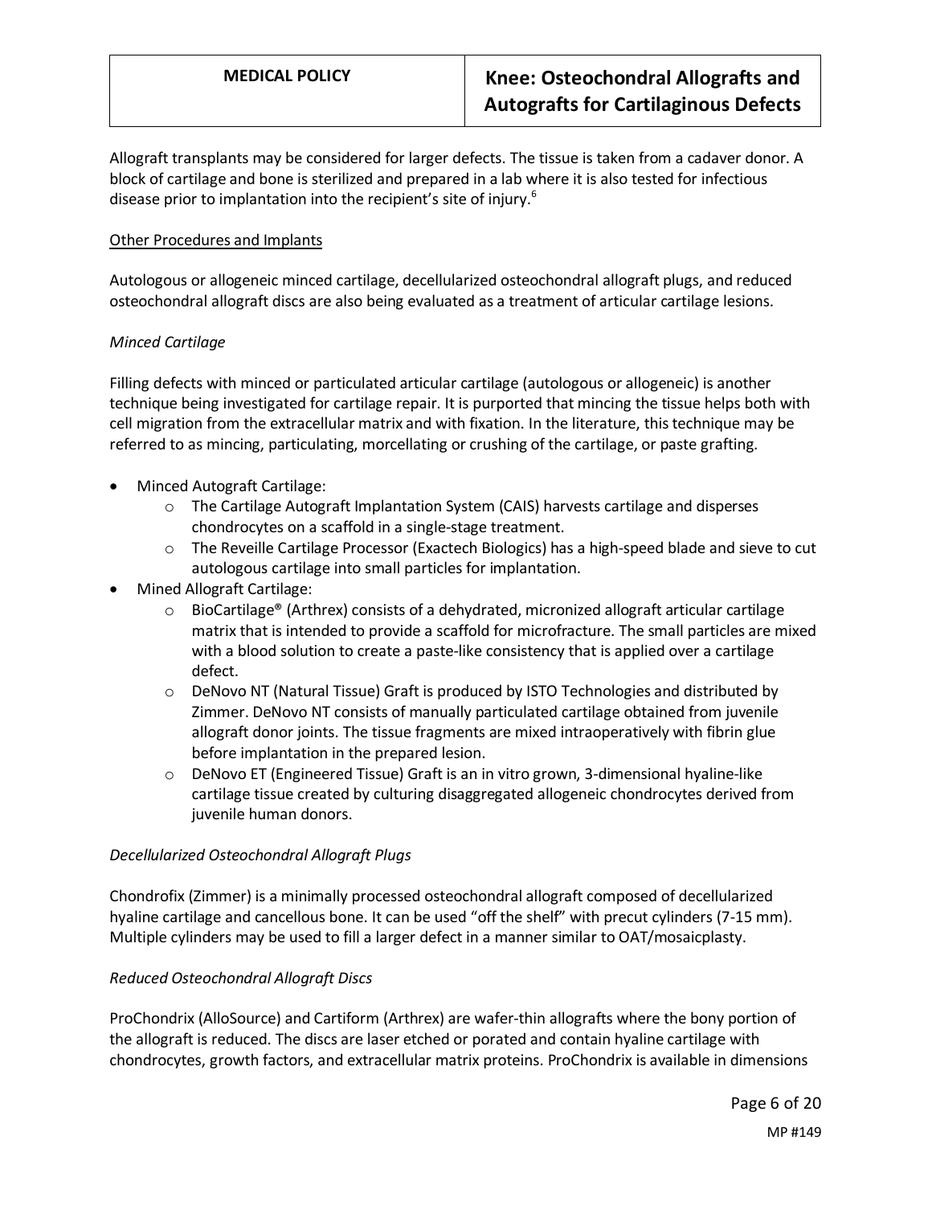Allograft transplants may be considered for larger defects. The tissue is taken from a cadaver donor. A block of cartilage and bone is sterilized and prepared in a lab where it is also tested for infectious disease prior to implantation into the recipient's site of injury.[6]

Other Procedures and Implants

Autologous or allogeneic minced cartilage, decellularized osteochondral allograft plugs, and reduced osteochondral allograft discs are also being evaluated as a treatment of articular cartilage lesions.

*Minced Cartilage*

Filling defects with minced or particulated articular cartilage (autologous or allogeneic) is another technique being investigated for cartilage repair. It is purported that mincing the tissue helps both with cell migration from the extracellular matrix and with fixation. In the literature, this technique may be referred to as mincing, particulating, morcellating or crushing of the cartilage, or paste grafting.

- Minced Autograft Cartilage:
  - The Cartilage Autograft Implantation System (CAIS) harvests cartilage and disperses chondrocytes on a scaffold in a single-stage treatment.
  - The Reveille Cartilage Processor (Exactech Biologics) has a high-speed blade and sieve to cut autologous cartilage into small particles for implantation.
- Mined Allograft Cartilage:
  - BioCartilage® (Arthrex) consists of a dehydrated, micronized allograft articular cartilage matrix that is intended to provide a scaffold for microfracture. The small particles are mixed with a blood solution to create a paste-like consistency that is applied over a cartilage defect.
  - DeNovo NT (Natural Tissue) Graft is produced by ISTO Technologies and distributed by Zimmer. DeNovo NT consists of manually particulated cartilage obtained from juvenile allograft donor joints. The tissue fragments are mixed intraoperatively with fibrin glue before implantation in the prepared lesion.
  - DeNovo ET (Engineered Tissue) Graft is an in vitro grown, 3-dimensional hyaline-like cartilage tissue created by culturing disaggregated allogeneic chondrocytes derived from juvenile human donors.

*Decellularized Osteochondral Allograft Plugs*

Chondrofix (Zimmer) is a minimally processed osteochondral allograft composed of decellularized hyaline cartilage and cancellous bone. It can be used "off the shelf" with precut cylinders (7-15 mm). Multiple cylinders may be used to fill a larger defect in a manner similar to OAT/mosaicplasty.

*Reduced Osteochondral Allograft Discs*

ProChondrix (AlloSource) and Cartiform (Arthrex) are wafer-thin allografts where the bony portion of the allograft is reduced. The discs are laser etched or porated and contain hyaline cartilage with chondrocytes, growth factors, and extracellular matrix proteins. ProChondrix is available in dimensions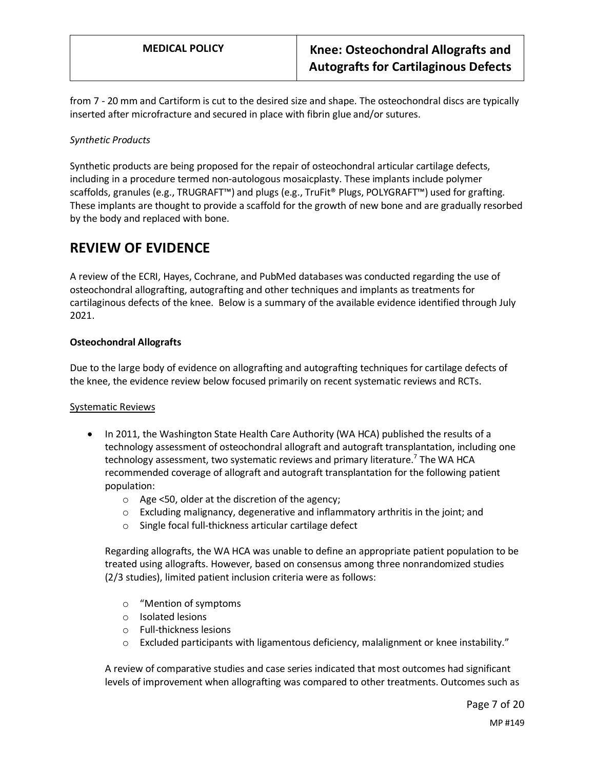from 7 - 20 mm and Cartiform is cut to the desired size and shape. The osteochondral discs are typically inserted after microfracture and secured in place with fibrin glue and/or sutures.

*Synthetic Products*

Synthetic products are being proposed for the repair of osteochondral articular cartilage defects, including in a procedure termed non-autologous mosaicplasty. These implants include polymer scaffolds, granules (e.g., TRUGRAFT™) and plugs (e.g., TruFit® Plugs, POLYGRAFT™) used for grafting. These implants are thought to provide a scaffold for the growth of new bone and are gradually resorbed by the body and replaced with bone.

## REVIEW OF EVIDENCE

A review of the ECRI, Hayes, Cochrane, and PubMed databases was conducted regarding the use of osteochondral allografting, autografting and other techniques and implants as treatments for cartilaginous defects of the knee. Below is a summary of the available evidence identified through July 2021.

**Osteochondral Allografts**

Due to the large body of evidence on allografting and autografting techniques for cartilage defects of the knee, the evidence review below focused primarily on recent systematic reviews and RCTs.

<u>Systematic Reviews</u>

- In 2011, the Washington State Health Care Authority (WA HCA) published the results of a technology assessment of osteochondral allograft and autograft transplantation, including one technology assessment, two systematic reviews and primary literature.[7] The WA HCA recommended coverage of allograft and autograft transplantation for the following patient population:
    - Age <50, older at the discretion of the agency;
    - Excluding malignancy, degenerative and inflammatory arthritis in the joint; and
    - Single focal full-thickness articular cartilage defect

  Regarding allografts, the WA HCA was unable to define an appropriate patient population to be treated using allografts. However, based on consensus among three nonrandomized studies (2/3 studies), limited patient inclusion criteria were as follows:

    - "Mention of symptoms
    - Isolated lesions
    - Full-thickness lesions
    - Excluded participants with ligamentous deficiency, malalignment or knee instability."

  A review of comparative studies and case series indicated that most outcomes had significant levels of improvement when allografting was compared to other treatments. Outcomes such as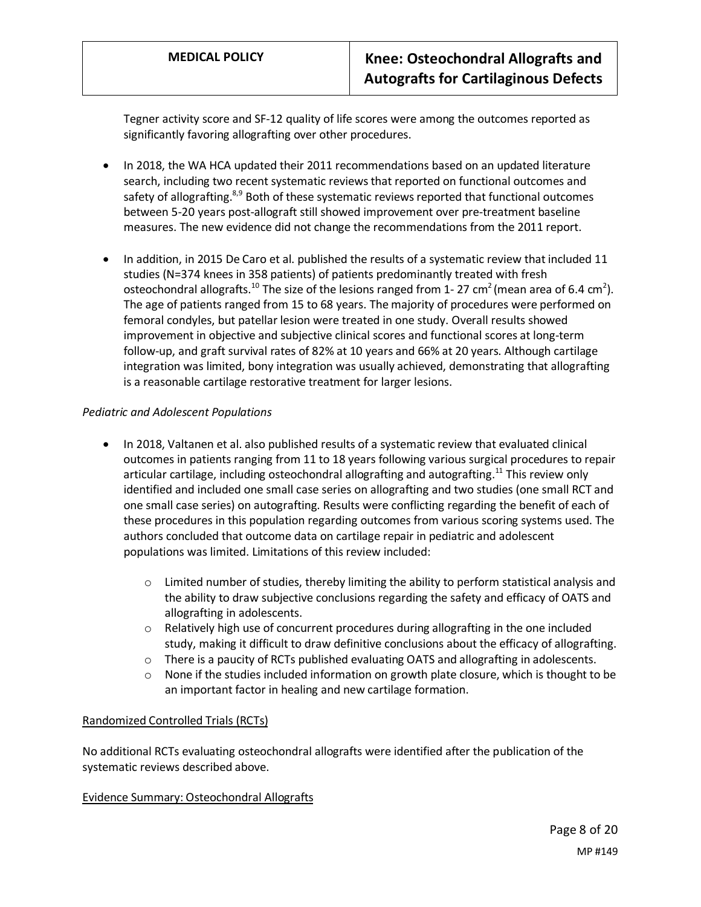Tegner activity score and SF-12 quality of life scores were among the outcomes reported as significantly favoring allografting over other procedures.

- In 2018, the WA HCA updated their 2011 recommendations based on an updated literature search, including two recent systematic reviews that reported on functional outcomes and safety of allografting.[8,9] Both of these systematic reviews reported that functional outcomes between 5-20 years post-allograft still showed improvement over pre-treatment baseline measures. The new evidence did not change the recommendations from the 2011 report.

- In addition, in 2015 De Caro et al. published the results of a systematic review that included 11 studies (N=374 knees in 358 patients) of patients predominantly treated with fresh osteochondral allografts.[10] The size of the lesions ranged from 1- 27 cm$^2$ (mean area of 6.4 cm$^2$). The age of patients ranged from 15 to 68 years. The majority of procedures were performed on femoral condyles, but patellar lesion were treated in one study. Overall results showed improvement in objective and subjective clinical scores and functional scores at long-term follow-up, and graft survival rates of 82% at 10 years and 66% at 20 years. Although cartilage integration was limited, bony integration was usually achieved, demonstrating that allografting is a reasonable cartilage restorative treatment for larger lesions.

*Pediatric and Adolescent Populations*

- In 2018, Valtanen et al. also published results of a systematic review that evaluated clinical outcomes in patients ranging from 11 to 18 years following various surgical procedures to repair articular cartilage, including osteochondral allografting and autografting.[11] This review only identified and included one small case series on allografting and two studies (one small RCT and one small case series) on autografting. Results were conflicting regarding the benefit of each of these procedures in this population regarding outcomes from various scoring systems used. The authors concluded that outcome data on cartilage repair in pediatric and adolescent populations was limited. Limitations of this review included:
    - Limited number of studies, thereby limiting the ability to perform statistical analysis and the ability to draw subjective conclusions regarding the safety and efficacy of OATS and allografting in adolescents.
    - Relatively high use of concurrent procedures during allografting in the one included study, making it difficult to draw definitive conclusions about the efficacy of allografting.
    - There is a paucity of RCTs published evaluating OATS and allografting in adolescents.
    - None if the studies included information on growth plate closure, which is thought to be an important factor in healing and new cartilage formation.

Randomized Controlled Trials (RCTs)

No additional RCTs evaluating osteochondral allografts were identified after the publication of the systematic reviews described above.

Evidence Summary: Osteochondral Allografts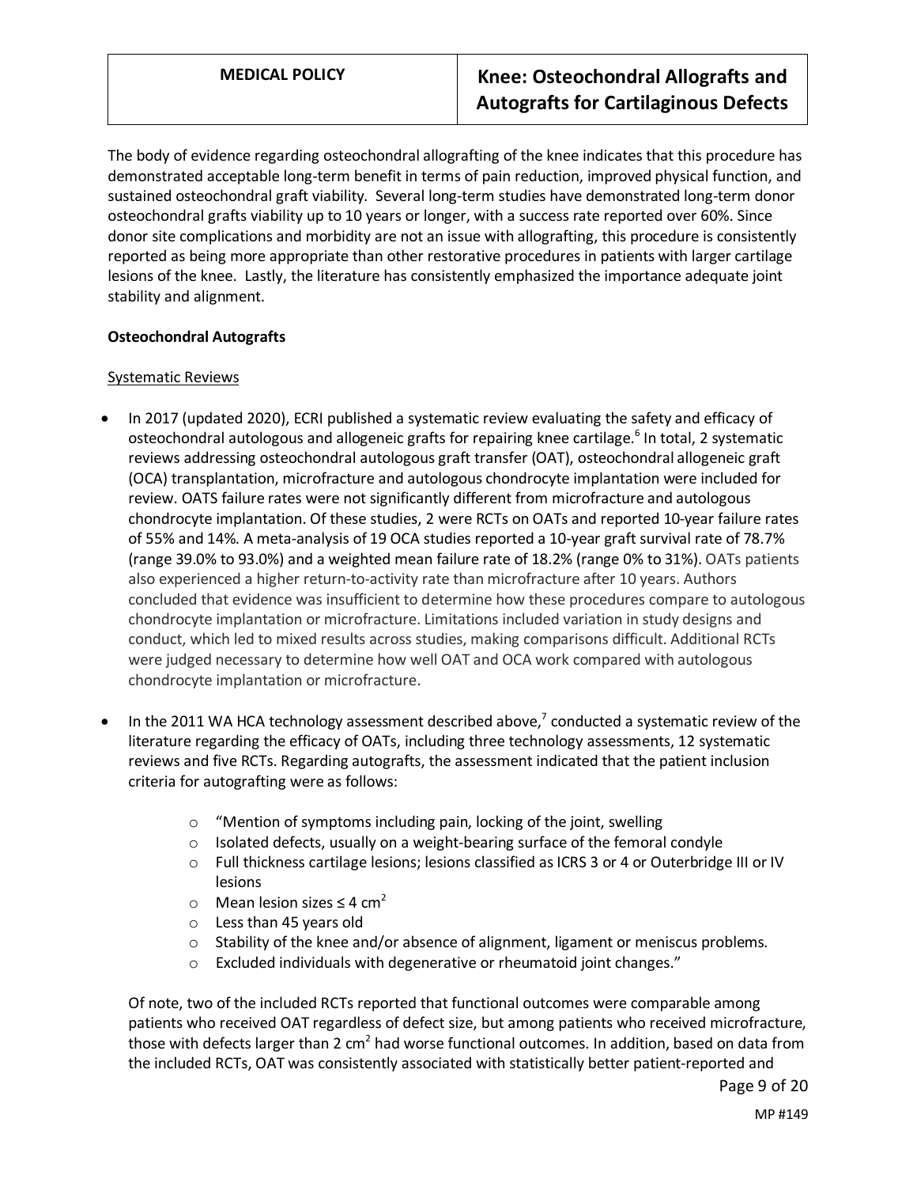The body of evidence regarding osteochondral allografting of the knee indicates that this procedure has demonstrated acceptable long-term benefit in terms of pain reduction, improved physical function, and sustained osteochondral graft viability. Several long-term studies have demonstrated long-term donor osteochondral grafts viability up to 10 years or longer, with a success rate reported over 60%. Since donor site complications and morbidity are not an issue with allografting, this procedure is consistently reported as being more appropriate than other restorative procedures in patients with larger cartilage lesions of the knee. Lastly, the literature has consistently emphasized the importance adequate joint stability and alignment.

**Osteochondral Autografts**

Systematic Reviews

- In 2017 (updated 2020), ECRI published a systematic review evaluating the safety and efficacy of osteochondral autologous and allogeneic grafts for repairing knee cartilage.[6] In total, 2 systematic reviews addressing osteochondral autologous graft transfer (OAT), osteochondral allogeneic graft (OCA) transplantation, microfracture and autologous chondrocyte implantation were included for review. OATS failure rates were not significantly different from microfracture and autologous chondrocyte implantation. Of these studies, 2 were RCTs on OATs and reported 10-year failure rates of 55% and 14%. A meta-analysis of 19 OCA studies reported a 10-year graft survival rate of 78.7% (range 39.0% to 93.0%) and a weighted mean failure rate of 18.2% (range 0% to 31%). OATs patients also experienced a higher return-to-activity rate than microfracture after 10 years. Authors concluded that evidence was insufficient to determine how these procedures compare to autologous chondrocyte implantation or microfracture. Limitations included variation in study designs and conduct, which led to mixed results across studies, making comparisons difficult. Additional RCTs were judged necessary to determine how well OAT and OCA work compared with autologous chondrocyte implantation or microfracture.

- In the 2011 WA HCA technology assessment described above,[7] conducted a systematic review of the literature regarding the efficacy of OATs, including three technology assessments, 12 systematic reviews and five RCTs. Regarding autografts, the assessment indicated that the patient inclusion criteria for autografting were as follows:

  - "Mention of symptoms including pain, locking of the joint, swelling
  - Isolated defects, usually on a weight-bearing surface of the femoral condyle
  - Full thickness cartilage lesions; lesions classified as ICRS 3 or 4 or Outerbridge III or IV lesions
  - Mean lesion sizes ≤ 4 $cm^2$
  - Less than 45 years old
  - Stability of the knee and/or absence of alignment, ligament or meniscus problems.
  - Excluded individuals with degenerative or rheumatoid joint changes."

  Of note, two of the included RCTs reported that functional outcomes were comparable among patients who received OAT regardless of defect size, but among patients who received microfracture, those with defects larger than 2 $cm^2$ had worse functional outcomes. In addition, based on data from the included RCTs, OAT was consistently associated with statistically better patient-reported and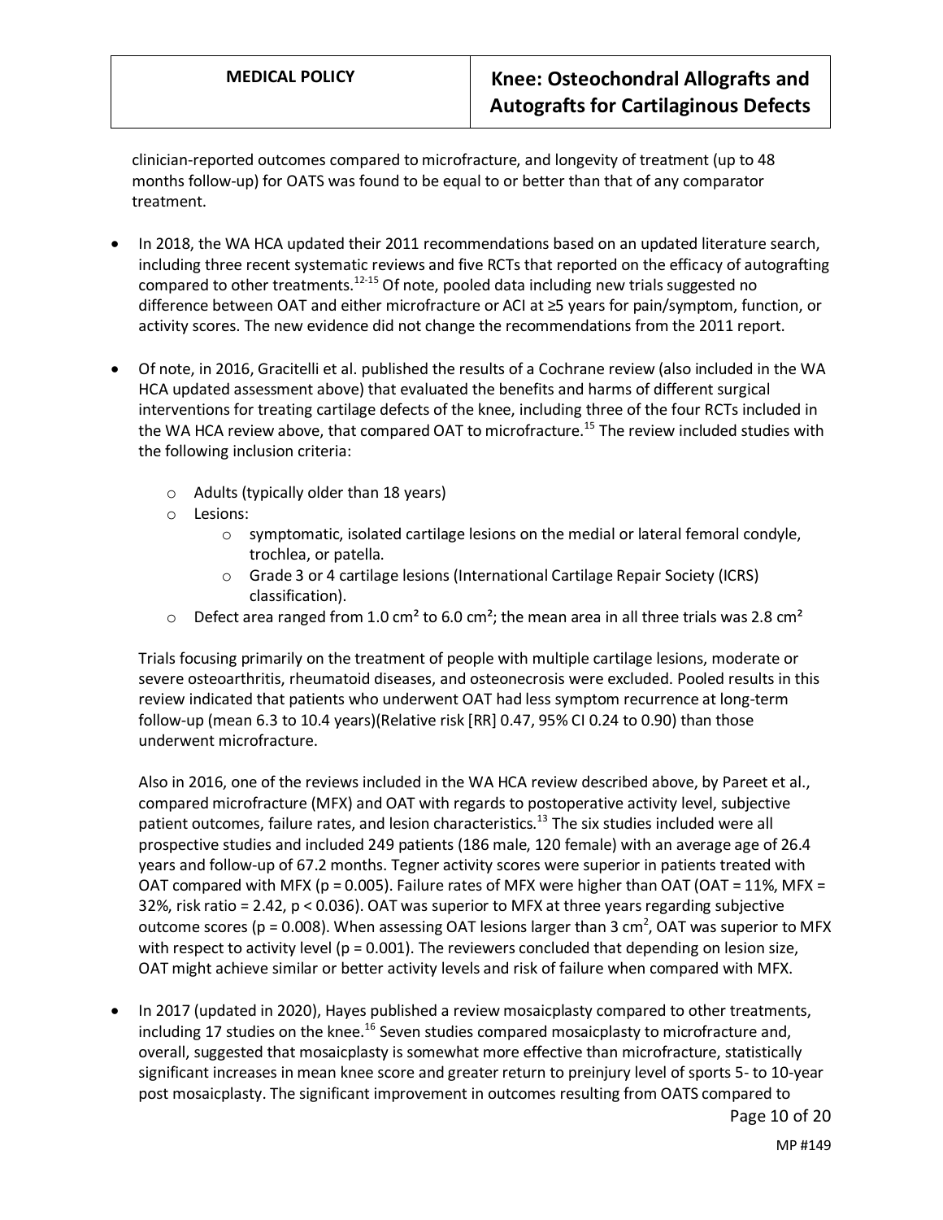clinician-reported outcomes compared to microfracture, and longevity of treatment (up to 48 months follow-up) for OATS was found to be equal to or better than that of any comparator treatment.

- In 2018, the WA HCA updated their 2011 recommendations based on an updated literature search, including three recent systematic reviews and five RCTs that reported on the efficacy of autografting compared to other treatments.[12-15] Of note, pooled data including new trials suggested no difference between OAT and either microfracture or ACI at ≥5 years for pain/symptom, function, or activity scores. The new evidence did not change the recommendations from the 2011 report.

- Of note, in 2016, Gracitelli et al. published the results of a Cochrane review (also included in the WA HCA updated assessment above) that evaluated the benefits and harms of different surgical interventions for treating cartilage defects of the knee, including three of the four RCTs included in the WA HCA review above, that compared OAT to microfracture.[15] The review included studies with the following inclusion criteria:

  - Adults (typically older than 18 years)
  - Lesions:
    - symptomatic, isolated cartilage lesions on the medial or lateral femoral condyle, trochlea, or patella.
    - Grade 3 or 4 cartilage lesions (International Cartilage Repair Society (ICRS) classification).
  - Defect area ranged from 1.0 cm² to 6.0 cm²; the mean area in all three trials was 2.8 cm²

  Trials focusing primarily on the treatment of people with multiple cartilage lesions, moderate or severe osteoarthritis, rheumatoid diseases, and osteonecrosis were excluded. Pooled results in this review indicated that patients who underwent OAT had less symptom recurrence at long-term follow-up (mean 6.3 to 10.4 years)(Relative risk [RR] 0.47, 95% CI 0.24 to 0.90) than those underwent microfracture.

  Also in 2016, one of the reviews included in the WA HCA review described above, by Pareet et al., compared microfracture (MFX) and OAT with regards to postoperative activity level, subjective patient outcomes, failure rates, and lesion characteristics.[13] The six studies included were all prospective studies and included 249 patients (186 male, 120 female) with an average age of 26.4 years and follow-up of 67.2 months. Tegner activity scores were superior in patients treated with OAT compared with MFX ($p = 0.005$). Failure rates of MFX were higher than OAT (OAT = 11%, MFX = 32%, risk ratio = 2.42, $p < 0.036$). OAT was superior to MFX at three years regarding subjective outcome scores ($p = 0.008$). When assessing OAT lesions larger than 3 cm², OAT was superior to MFX with respect to activity level ($p = 0.001$). The reviewers concluded that depending on lesion size, OAT might achieve similar or better activity levels and risk of failure when compared with MFX.

- In 2017 (updated in 2020), Hayes published a review mosaicplasty compared to other treatments, including 17 studies on the knee.[16] Seven studies compared mosaicplasty to microfracture and, overall, suggested that mosaicplasty is somewhat more effective than microfracture, statistically significant increases in mean knee score and greater return to preinjury level of sports 5- to 10-year post mosaicplasty. The significant improvement in outcomes resulting from OATS compared to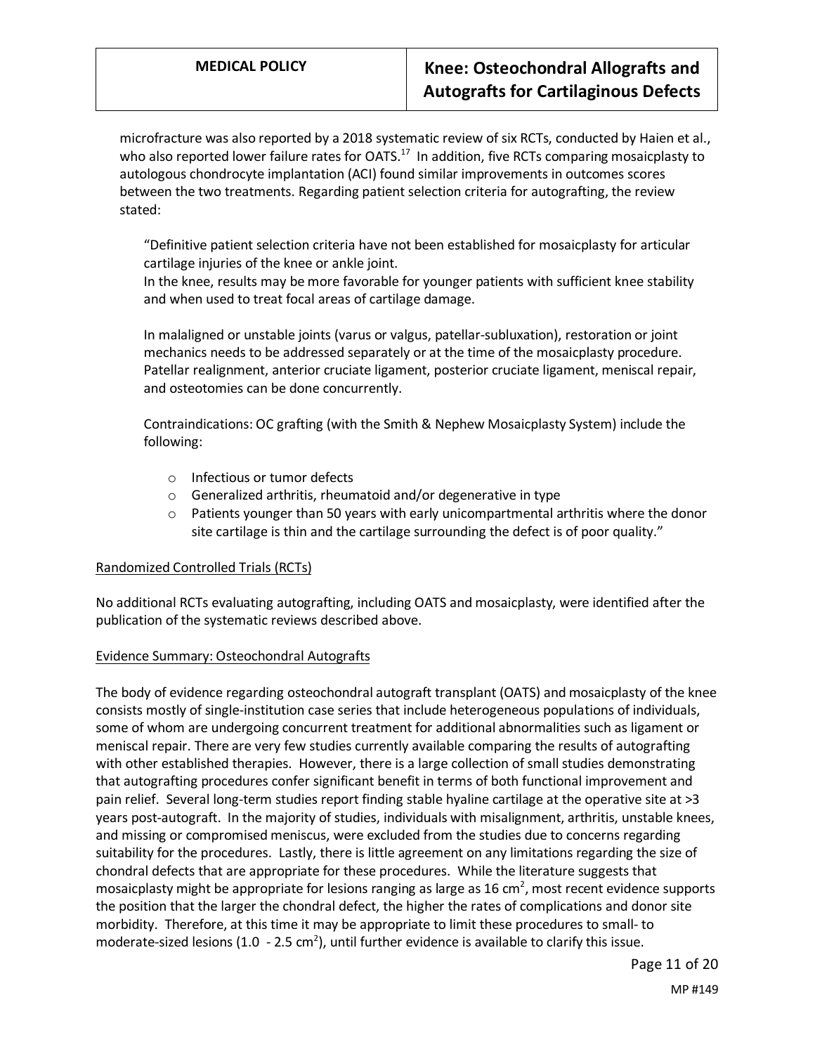microfracture was also reported by a 2018 systematic review of six RCTs, conducted by Haien et al., who also reported lower failure rates for OATS.[17] In addition, five RCTs comparing mosaicplasty to autologous chondrocyte implantation (ACI) found similar improvements in outcomes scores between the two treatments. Regarding patient selection criteria for autografting, the review stated:

> "Definitive patient selection criteria have not been established for mosaicplasty for articular cartilage injuries of the knee or ankle joint.
> In the knee, results may be more favorable for younger patients with sufficient knee stability and when used to treat focal areas of cartilage damage.
>
> In malaligned or unstable joints (varus or valgus, patellar-subluxation), restoration or joint mechanics needs to be addressed separately or at the time of the mosaicplasty procedure. Patellar realignment, anterior cruciate ligament, posterior cruciate ligament, meniscal repair, and osteotomies can be done concurrently.
>
> Contraindications: OC grafting (with the Smith & Nephew Mosaicplasty System) include the following:
>
> - Infectious or tumor defects
> - Generalized arthritis, rheumatoid and/or degenerative in type
> - Patients younger than 50 years with early unicompartmental arthritis where the donor site cartilage is thin and the cartilage surrounding the defect is of poor quality."

Randomized Controlled Trials (RCTs)

No additional RCTs evaluating autografting, including OATS and mosaicplasty, were identified after the publication of the systematic reviews described above.

Evidence Summary: Osteochondral Autografts

The body of evidence regarding osteochondral autograft transplant (OATS) and mosaicplasty of the knee consists mostly of single-institution case series that include heterogeneous populations of individuals, some of whom are undergoing concurrent treatment for additional abnormalities such as ligament or meniscal repair. There are very few studies currently available comparing the results of autografting with other established therapies. However, there is a large collection of small studies demonstrating that autografting procedures confer significant benefit in terms of both functional improvement and pain relief. Several long-term studies report finding stable hyaline cartilage at the operative site at >3 years post-autograft. In the majority of studies, individuals with misalignment, arthritis, unstable knees, and missing or compromised meniscus, were excluded from the studies due to concerns regarding suitability for the procedures. Lastly, there is little agreement on any limitations regarding the size of chondral defects that are appropriate for these procedures. While the literature suggests that mosaicplasty might be appropriate for lesions ranging as large as 16 $cm^2$, most recent evidence supports the position that the larger the chondral defect, the higher the rates of complications and donor site morbidity. Therefore, at this time it may be appropriate to limit these procedures to small- to moderate-sized lesions (1.0 - 2.5 $cm^2$), until further evidence is available to clarify this issue.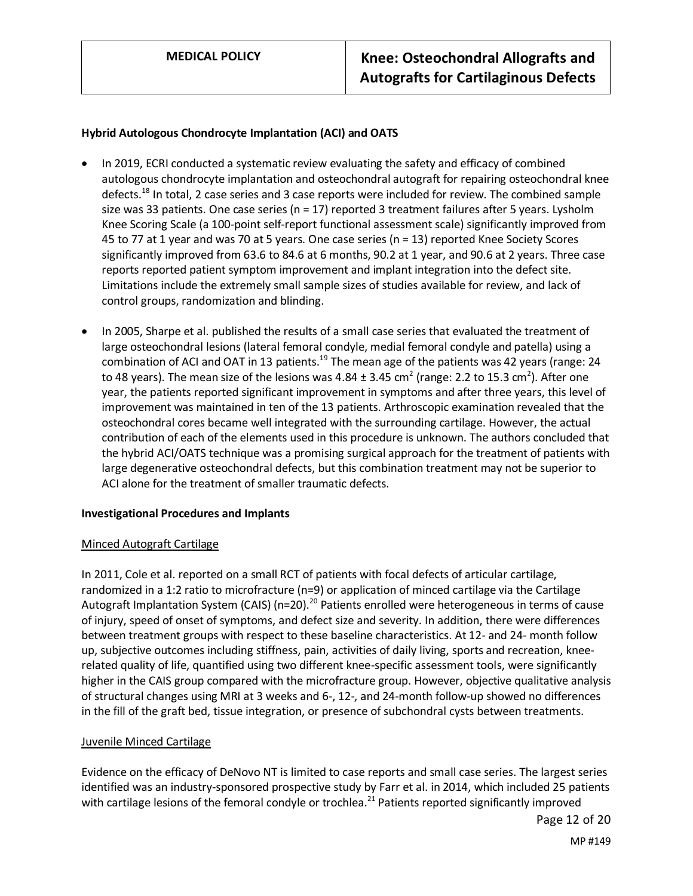**Hybrid Autologous Chondrocyte Implantation (ACI) and OATS**

- In 2019, ECRI conducted a systematic review evaluating the safety and efficacy of combined autologous chondrocyte implantation and osteochondral autograft for repairing osteochondral knee defects.[18] In total, 2 case series and 3 case reports were included for review. The combined sample size was 33 patients. One case series (n = 17) reported 3 treatment failures after 5 years. Lysholm Knee Scoring Scale (a 100-point self-report functional assessment scale) significantly improved from 45 to 77 at 1 year and was 70 at 5 years. One case series (n = 13) reported Knee Society Scores significantly improved from 63.6 to 84.6 at 6 months, 90.2 at 1 year, and 90.6 at 2 years. Three case reports reported patient symptom improvement and implant integration into the defect site. Limitations include the extremely small sample sizes of studies available for review, and lack of control groups, randomization and blinding.
- In 2005, Sharpe et al. published the results of a small case series that evaluated the treatment of large osteochondral lesions (lateral femoral condyle, medial femoral condyle and patella) using a combination of ACI and OAT in 13 patients.[19] The mean age of the patients was 42 years (range: 24 to 48 years). The mean size of the lesions was $4.84 \pm 3.45$ cm$^2$ (range: 2.2 to 15.3 cm$^2$). After one year, the patients reported significant improvement in symptoms and after three years, this level of improvement was maintained in ten of the 13 patients. Arthroscopic examination revealed that the osteochondral cores became well integrated with the surrounding cartilage. However, the actual contribution of each of the elements used in this procedure is unknown. The authors concluded that the hybrid ACI/OATS technique was a promising surgical approach for the treatment of patients with large degenerative osteochondral defects, but this combination treatment may not be superior to ACI alone for the treatment of smaller traumatic defects.

**Investigational Procedures and Implants**

Minced Autograft Cartilage

In 2011, Cole et al. reported on a small RCT of patients with focal defects of articular cartilage, randomized in a 1:2 ratio to microfracture (n=9) or application of minced cartilage via the Cartilage Autograft Implantation System (CAIS) (n=20).[20] Patients enrolled were heterogeneous in terms of cause of injury, speed of onset of symptoms, and defect size and severity. In addition, there were differences between treatment groups with respect to these baseline characteristics. At 12- and 24- month follow up, subjective outcomes including stiffness, pain, activities of daily living, sports and recreation, knee-related quality of life, quantified using two different knee-specific assessment tools, were significantly higher in the CAIS group compared with the microfracture group. However, objective qualitative analysis of structural changes using MRI at 3 weeks and 6-, 12-, and 24-month follow-up showed no differences in the fill of the graft bed, tissue integration, or presence of subchondral cysts between treatments.

Juvenile Minced Cartilage

Evidence on the efficacy of DeNovo NT is limited to case reports and small case series. The largest series identified was an industry-sponsored prospective study by Farr et al. in 2014, which included 25 patients with cartilage lesions of the femoral condyle or trochlea.[21] Patients reported significantly improved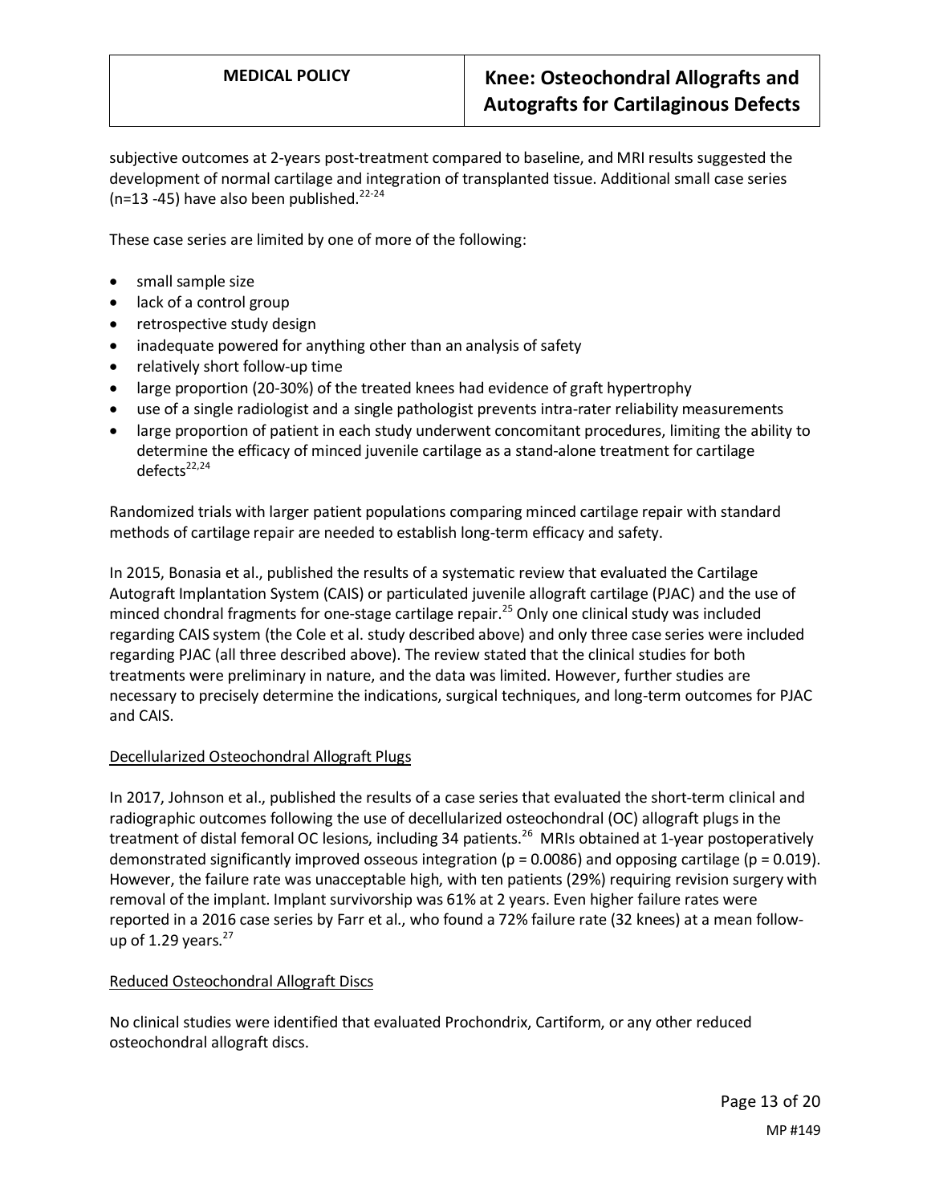subjective outcomes at 2-years post-treatment compared to baseline, and MRI results suggested the development of normal cartilage and integration of transplanted tissue. Additional small case series (n=13 -45) have also been published.[22-24]

These case series are limited by one of more of the following:

- small sample size
- lack of a control group
- retrospective study design
- inadequate powered for anything other than an analysis of safety
- relatively short follow-up time
- large proportion (20-30%) of the treated knees had evidence of graft hypertrophy
- use of a single radiologist and a single pathologist prevents intra-rater reliability measurements
- large proportion of patient in each study underwent concomitant procedures, limiting the ability to determine the efficacy of minced juvenile cartilage as a stand-alone treatment for cartilage defects[22,24]

Randomized trials with larger patient populations comparing minced cartilage repair with standard methods of cartilage repair are needed to establish long-term efficacy and safety.

In 2015, Bonasia et al., published the results of a systematic review that evaluated the Cartilage Autograft Implantation System (CAIS) or particulated juvenile allograft cartilage (PJAC) and the use of minced chondral fragments for one-stage cartilage repair.[25] Only one clinical study was included regarding CAIS system (the Cole et al. study described above) and only three case series were included regarding PJAC (all three described above). The review stated that the clinical studies for both treatments were preliminary in nature, and the data was limited. However, further studies are necessary to precisely determine the indications, surgical techniques, and long-term outcomes for PJAC and CAIS.

Decellularized Osteochondral Allograft Plugs

In 2017, Johnson et al., published the results of a case series that evaluated the short-term clinical and radiographic outcomes following the use of decellularized osteochondral (OC) allograft plugs in the treatment of distal femoral OC lesions, including 34 patients.[26] MRIs obtained at 1-year postoperatively demonstrated significantly improved osseous integration ($p = 0.0086$) and opposing cartilage ($p = 0.019$). However, the failure rate was unacceptable high, with ten patients (29%) requiring revision surgery with removal of the implant. Implant survivorship was 61% at 2 years. Even higher failure rates were reported in a 2016 case series by Farr et al., who found a 72% failure rate (32 knees) at a mean follow-up of 1.29 years.[27]

Reduced Osteochondral Allograft Discs

No clinical studies were identified that evaluated Prochondrix, Cartiform, or any other reduced osteochondral allograft discs.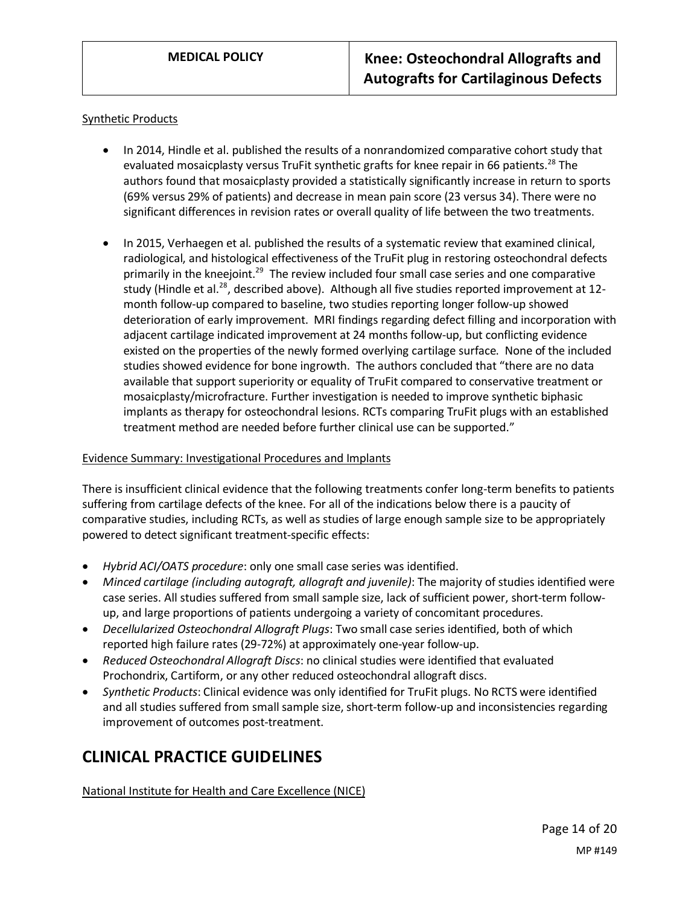Synthetic Products

- In 2014, Hindle et al. published the results of a nonrandomized comparative cohort study that evaluated mosaicplasty versus TruFit synthetic grafts for knee repair in 66 patients.[28] The authors found that mosaicplasty provided a statistically significantly increase in return to sports (69% versus 29% of patients) and decrease in mean pain score (23 versus 34). There were no significant differences in revision rates or overall quality of life between the two treatments.

- In 2015, Verhaegen et al. published the results of a systematic review that examined clinical, radiological, and histological effectiveness of the TruFit plug in restoring osteochondral defects primarily in the kneejoint.[29] The review included four small case series and one comparative study (Hindle et al.[28], described above). Although all five studies reported improvement at 12-month follow-up compared to baseline, two studies reporting longer follow-up showed deterioration of early improvement. MRI findings regarding defect filling and incorporation with adjacent cartilage indicated improvement at 24 months follow-up, but conflicting evidence existed on the properties of the newly formed overlying cartilage surface. None of the included studies showed evidence for bone ingrowth. The authors concluded that "there are no data available that support superiority or equality of TruFit compared to conservative treatment or mosaicplasty/microfracture. Further investigation is needed to improve synthetic biphasic implants as therapy for osteochondral lesions. RCTs comparing TruFit plugs with an established treatment method are needed before further clinical use can be supported."

Evidence Summary: Investigational Procedures and Implants

There is insufficient clinical evidence that the following treatments confer long-term benefits to patients suffering from cartilage defects of the knee. For all of the indications below there is a paucity of comparative studies, including RCTs, as well as studies of large enough sample size to be appropriately powered to detect significant treatment-specific effects:

- *Hybrid ACI/OATS procedure*: only one small case series was identified.
- *Minced cartilage (including autograft, allograft and juvenile)*: The majority of studies identified were case series. All studies suffered from small sample size, lack of sufficient power, short-term follow-up, and large proportions of patients undergoing a variety of concomitant procedures.
- *Decellularized Osteochondral Allograft Plugs*: Two small case series identified, both of which reported high failure rates (29-72%) at approximately one-year follow-up.
- *Reduced Osteochondral Allograft Discs*: no clinical studies were identified that evaluated Prochondrix, Cartiform, or any other reduced osteochondral allograft discs.
- *Synthetic Products*: Clinical evidence was only identified for TruFit plugs. No RCTS were identified and all studies suffered from small sample size, short-term follow-up and inconsistencies regarding improvement of outcomes post-treatment.

# CLINICAL PRACTICE GUIDELINES

National Institute for Health and Care Excellence (NICE)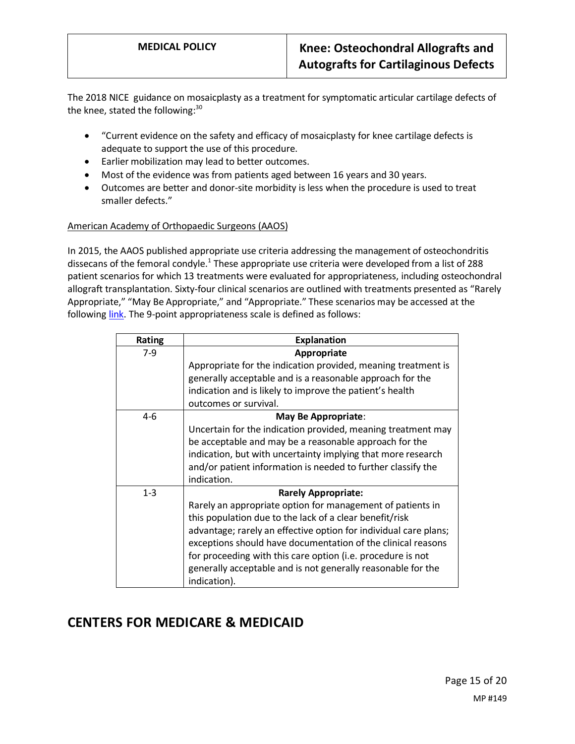The 2018 NICE guidance on mosaicplasty as a treatment for symptomatic articular cartilage defects of the knee, stated the following:[30]

- "Current evidence on the safety and efficacy of mosaicplasty for knee cartilage defects is adequate to support the use of this procedure.
- Earlier mobilization may lead to better outcomes.
- Most of the evidence was from patients aged between 16 years and 30 years.
- Outcomes are better and donor-site morbidity is less when the procedure is used to treat smaller defects."

American Academy of Orthopaedic Surgeons (AAOS)

In 2015, the AAOS published appropriate use criteria addressing the management of osteochondritis dissecans of the femoral condyle.[1] These appropriate use criteria were developed from a list of 288 patient scenarios for which 13 treatments were evaluated for appropriateness, including osteochondral allograft transplantation. Sixty-four clinical scenarios are outlined with treatments presented as "Rarely Appropriate," "May Be Appropriate," and "Appropriate." These scenarios may be accessed at the following link. The 9-point appropriateness scale is defined as follows:

| Rating | Explanation |
|---|---|
| 7-9 | **Appropriate** Appropriate for the indication provided, meaning treatment is generally acceptable and is a reasonable approach for the indication and is likely to improve the patient's health outcomes or survival. |
| 4-6 | **May Be Appropriate**: Uncertain for the indication provided, meaning treatment may be acceptable and may be a reasonable approach for the indication, but with uncertainty implying that more research and/or patient information is needed to further classify the indication. |
| 1-3 | **Rarely Appropriate:** Rarely an appropriate option for management of patients in this population due to the lack of a clear benefit/risk advantage; rarely an effective option for individual care plans; exceptions should have documentation of the clinical reasons for proceeding with this care option (i.e. procedure is not generally acceptable and is not generally reasonable for the indication). |

## CENTERS FOR MEDICARE & MEDICAID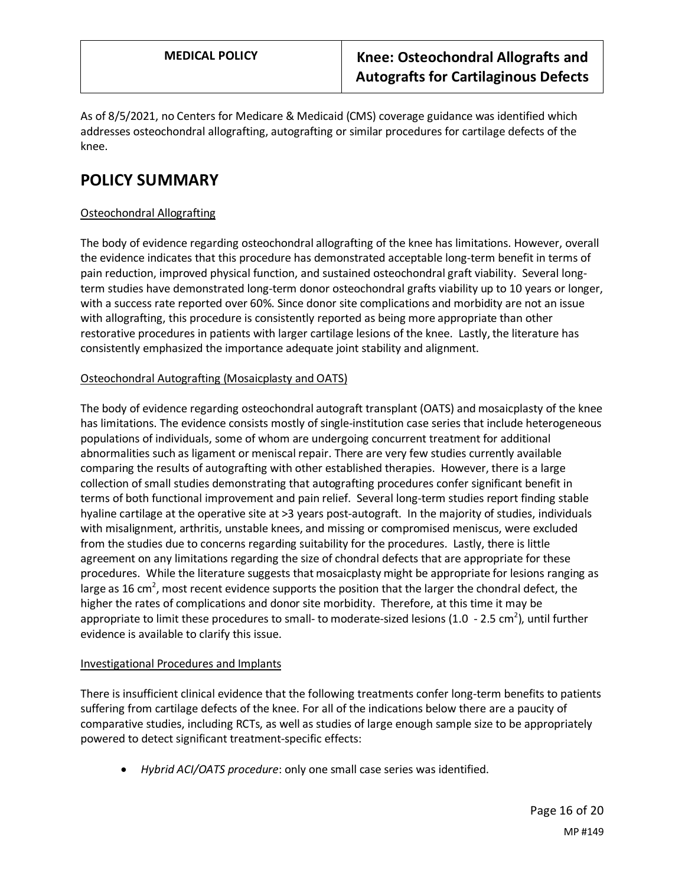As of 8/5/2021, no Centers for Medicare & Medicaid (CMS) coverage guidance was identified which addresses osteochondral allografting, autografting or similar procedures for cartilage defects of the knee.

# POLICY SUMMARY

Osteochondral Allografting

The body of evidence regarding osteochondral allografting of the knee has limitations. However, overall the evidence indicates that this procedure has demonstrated acceptable long-term benefit in terms of pain reduction, improved physical function, and sustained osteochondral graft viability. Several long-term studies have demonstrated long-term donor osteochondral grafts viability up to 10 years or longer, with a success rate reported over 60%. Since donor site complications and morbidity are not an issue with allografting, this procedure is consistently reported as being more appropriate than other restorative procedures in patients with larger cartilage lesions of the knee. Lastly, the literature has consistently emphasized the importance adequate joint stability and alignment.

Osteochondral Autografting (Mosaicplasty and OATS)

The body of evidence regarding osteochondral autograft transplant (OATS) and mosaicplasty of the knee has limitations. The evidence consists mostly of single-institution case series that include heterogeneous populations of individuals, some of whom are undergoing concurrent treatment for additional abnormalities such as ligament or meniscal repair. There are very few studies currently available comparing the results of autografting with other established therapies. However, there is a large collection of small studies demonstrating that autografting procedures confer significant benefit in terms of both functional improvement and pain relief. Several long-term studies report finding stable hyaline cartilage at the operative site at >3 years post-autograft. In the majority of studies, individuals with misalignment, arthritis, unstable knees, and missing or compromised meniscus, were excluded from the studies due to concerns regarding suitability for the procedures. Lastly, there is little agreement on any limitations regarding the size of chondral defects that are appropriate for these procedures. While the literature suggests that mosaicplasty might be appropriate for lesions ranging as large as 16 $cm^2$, most recent evidence supports the position that the larger the chondral defect, the higher the rates of complications and donor site morbidity. Therefore, at this time it may be appropriate to limit these procedures to small- to moderate-sized lesions (1.0 - 2.5 $cm^2$), until further evidence is available to clarify this issue.

Investigational Procedures and Implants

There is insufficient clinical evidence that the following treatments confer long-term benefits to patients suffering from cartilage defects of the knee. For all of the indications below there are a paucity of comparative studies, including RCTs, as well as studies of large enough sample size to be appropriately powered to detect significant treatment-specific effects:

- *Hybrid ACI/OATS procedure*: only one small case series was identified.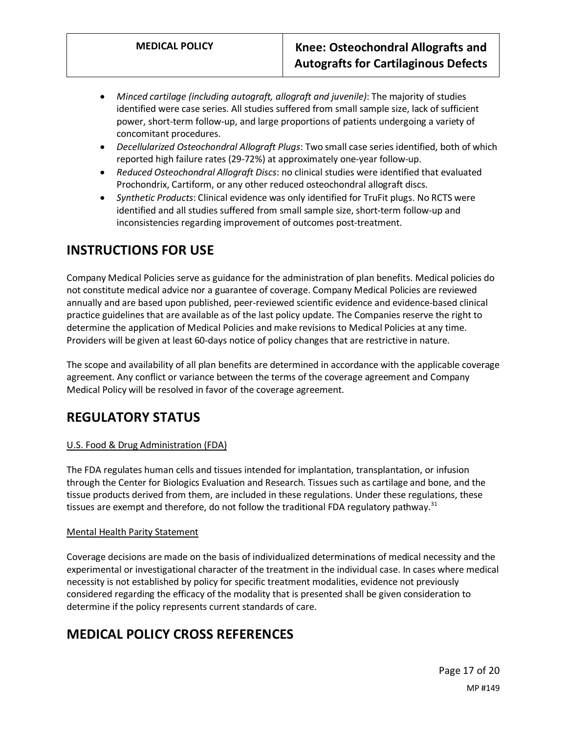- *Minced cartilage (including autograft, allograft and juvenile)*: The majority of studies identified were case series. All studies suffered from small sample size, lack of sufficient power, short-term follow-up, and large proportions of patients undergoing a variety of concomitant procedures.
- *Decellularized Osteochondral Allograft Plugs*: Two small case series identified, both of which reported high failure rates (29-72%) at approximately one-year follow-up.
- *Reduced Osteochondral Allograft Discs*: no clinical studies were identified that evaluated Prochondrix, Cartiform, or any other reduced osteochondral allograft discs.
- *Synthetic Products*: Clinical evidence was only identified for TruFit plugs. No RCTS were identified and all studies suffered from small sample size, short-term follow-up and inconsistencies regarding improvement of outcomes post-treatment.

# INSTRUCTIONS FOR USE

Company Medical Policies serve as guidance for the administration of plan benefits. Medical policies do not constitute medical advice nor a guarantee of coverage. Company Medical Policies are reviewed annually and are based upon published, peer-reviewed scientific evidence and evidence-based clinical practice guidelines that are available as of the last policy update. The Companies reserve the right to determine the application of Medical Policies and make revisions to Medical Policies at any time. Providers will be given at least 60-days notice of policy changes that are restrictive in nature.

The scope and availability of all plan benefits are determined in accordance with the applicable coverage agreement. Any conflict or variance between the terms of the coverage agreement and Company Medical Policy will be resolved in favor of the coverage agreement.

# REGULATORY STATUS

U.S. Food & Drug Administration (FDA)

The FDA regulates human cells and tissues intended for implantation, transplantation, or infusion through the Center for Biologics Evaluation and Research. Tissues such as cartilage and bone, and the tissue products derived from them, are included in these regulations. Under these regulations, these tissues are exempt and therefore, do not follow the traditional FDA regulatory pathway.[31]

Mental Health Parity Statement

Coverage decisions are made on the basis of individualized determinations of medical necessity and the experimental or investigational character of the treatment in the individual case. In cases where medical necessity is not established by policy for specific treatment modalities, evidence not previously considered regarding the efficacy of the modality that is presented shall be given consideration to determine if the policy represents current standards of care.

# MEDICAL POLICY CROSS REFERENCES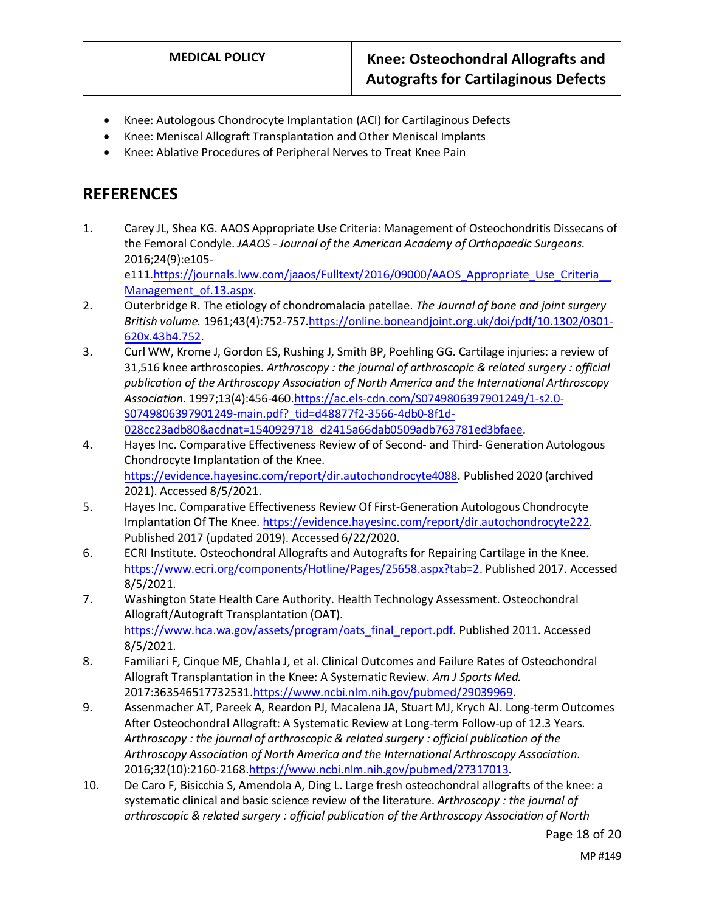- Knee: Autologous Chondrocyte Implantation (ACI) for Cartilaginous Defects
- Knee: Meniscal Allograft Transplantation and Other Meniscal Implants
- Knee: Ablative Procedures of Peripheral Nerves to Treat Knee Pain

## REFERENCES

1. Carey JL, Shea KG. AAOS Appropriate Use Criteria: Management of Osteochondritis Dissecans of the Femoral Condyle. *JAAOS - Journal of the American Academy of Orthopaedic Surgeons.* 2016;24(9):e105-e111.https://journals.lww.com/jaaos/Fulltext/2016/09000/AAOS_Appropriate_Use_Criteria__Management_of.13.aspx.
2. Outerbridge R. The etiology of chondromalacia patellae. *The Journal of bone and joint surgery British volume.* 1961;43(4):752-757.https://online.boneandjoint.org.uk/doi/pdf/10.1302/0301-620x.43b4.752.
3. Curl WW, Krome J, Gordon ES, Rushing J, Smith BP, Poehling GG. Cartilage injuries: a review of 31,516 knee arthroscopies. *Arthroscopy : the journal of arthroscopic & related surgery : official publication of the Arthroscopy Association of North America and the International Arthroscopy Association.* 1997;13(4):456-460.https://ac.els-cdn.com/S0749806397901249/1-s2.0-S0749806397901249-main.pdf?_tid=d48877f2-3566-4db0-8f1d-028cc23adb80&acdnat=1540929718_d2415a66dab0509adb763781ed3bfaee.
4. Hayes Inc. Comparative Effectiveness Review of of Second- and Third- Generation Autologous Chondrocyte Implantation of the Knee. https://evidence.hayesinc.com/report/dir.autochondrocyte4088. Published 2020 (archived 2021). Accessed 8/5/2021.
5. Hayes Inc. Comparative Effectiveness Review Of First-Generation Autologous Chondrocyte Implantation Of The Knee. https://evidence.hayesinc.com/report/dir.autochondrocyte222. Published 2017 (updated 2019). Accessed 6/22/2020.
6. ECRI Institute. Osteochondral Allografts and Autografts for Repairing Cartilage in the Knee. https://www.ecri.org/components/Hotline/Pages/25658.aspx?tab=2. Published 2017. Accessed 8/5/2021.
7. Washington State Health Care Authority. Health Technology Assessment. Osteochondral Allograft/Autograft Transplantation (OAT). https://www.hca.wa.gov/assets/program/oats_final_report.pdf. Published 2011. Accessed 8/5/2021.
8. Familiari F, Cinque ME, Chahla J, et al. Clinical Outcomes and Failure Rates of Osteochondral Allograft Transplantation in the Knee: A Systematic Review. *Am J Sports Med.* 2017:363546517732531.https://www.ncbi.nlm.nih.gov/pubmed/29039969.
9. Assenmacher AT, Pareek A, Reardon PJ, Macalena JA, Stuart MJ, Krych AJ. Long-term Outcomes After Osteochondral Allograft: A Systematic Review at Long-term Follow-up of 12.3 Years. *Arthroscopy : the journal of arthroscopic & related surgery : official publication of the Arthroscopy Association of North America and the International Arthroscopy Association.* 2016;32(10):2160-2168.https://www.ncbi.nlm.nih.gov/pubmed/27317013.
10. De Caro F, Bisicchia S, Amendola A, Ding L. Large fresh osteochondral allografts of the knee: a systematic clinical and basic science review of the literature. *Arthroscopy : the journal of arthroscopic & related surgery : official publication of the Arthroscopy Association of North*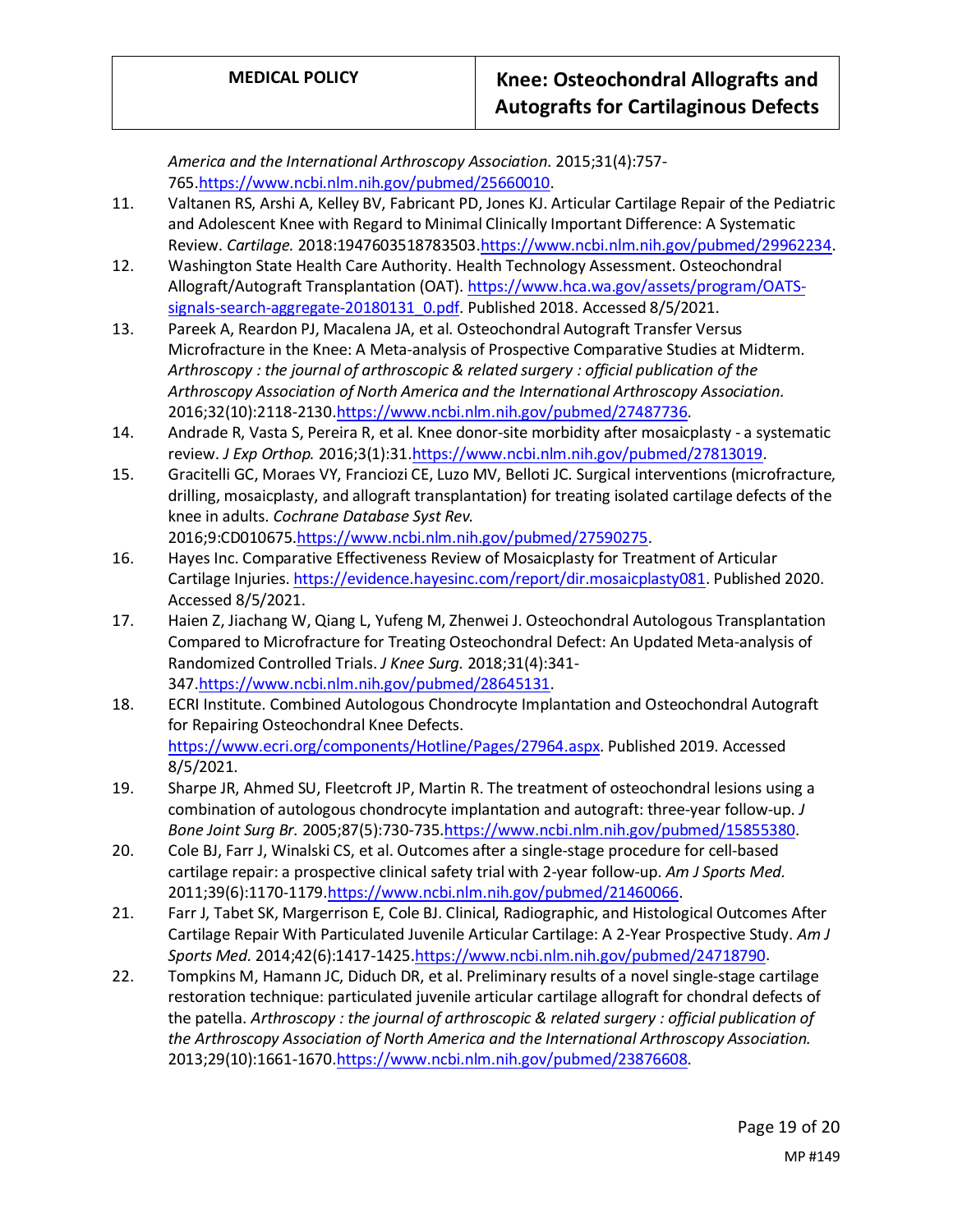America and the International Arthroscopy Association.* 2015;31(4):757-765.https://www.ncbi.nlm.nih.gov/pubmed/25660010.

11. Valtanen RS, Arshi A, Kelley BV, Fabricant PD, Jones KJ. Articular Cartilage Repair of the Pediatric and Adolescent Knee with Regard to Minimal Clinically Important Difference: A Systematic Review. *Cartilage.* 2018:1947603518783503.https://www.ncbi.nlm.nih.gov/pubmed/29962234.
12. Washington State Health Care Authority. Health Technology Assessment. Osteochondral Allograft/Autograft Transplantation (OAT). https://www.hca.wa.gov/assets/program/OATS-signals-search-aggregate-20180131_0.pdf. Published 2018. Accessed 8/5/2021.
13. Pareek A, Reardon PJ, Macalena JA, et al. Osteochondral Autograft Transfer Versus Microfracture in the Knee: A Meta-analysis of Prospective Comparative Studies at Midterm. *Arthroscopy : the journal of arthroscopic & related surgery : official publication of the Arthroscopy Association of North America and the International Arthroscopy Association.* 2016;32(10):2118-2130.https://www.ncbi.nlm.nih.gov/pubmed/27487736.
14. Andrade R, Vasta S, Pereira R, et al. Knee donor-site morbidity after mosaicplasty - a systematic review. *J Exp Orthop.* 2016;3(1):31.https://www.ncbi.nlm.nih.gov/pubmed/27813019.
15. Gracitelli GC, Moraes VY, Franciozi CE, Luzo MV, Belloti JC. Surgical interventions (microfracture, drilling, mosaicplasty, and allograft transplantation) for treating isolated cartilage defects of the knee in adults. *Cochrane Database Syst Rev.* 2016;9:CD010675.https://www.ncbi.nlm.nih.gov/pubmed/27590275.
16. Hayes Inc. Comparative Effectiveness Review of Mosaicplasty for Treatment of Articular Cartilage Injuries. https://evidence.hayesinc.com/report/dir.mosaicplasty081. Published 2020. Accessed 8/5/2021.
17. Haien Z, Jiachang W, Qiang L, Yufeng M, Zhenwei J. Osteochondral Autologous Transplantation Compared to Microfracture for Treating Osteochondral Defect: An Updated Meta-analysis of Randomized Controlled Trials. *J Knee Surg.* 2018;31(4):341-347.https://www.ncbi.nlm.nih.gov/pubmed/28645131.
18. ECRI Institute. Combined Autologous Chondrocyte Implantation and Osteochondral Autograft for Repairing Osteochondral Knee Defects. https://www.ecri.org/components/Hotline/Pages/27964.aspx. Published 2019. Accessed 8/5/2021.
19. Sharpe JR, Ahmed SU, Fleetcroft JP, Martin R. The treatment of osteochondral lesions using a combination of autologous chondrocyte implantation and autograft: three-year follow-up. *J Bone Joint Surg Br.* 2005;87(5):730-735.https://www.ncbi.nlm.nih.gov/pubmed/15855380.
20. Cole BJ, Farr J, Winalski CS, et al. Outcomes after a single-stage procedure for cell-based cartilage repair: a prospective clinical safety trial with 2-year follow-up. *Am J Sports Med.* 2011;39(6):1170-1179.https://www.ncbi.nlm.nih.gov/pubmed/21460066.
21. Farr J, Tabet SK, Margerrison E, Cole BJ. Clinical, Radiographic, and Histological Outcomes After Cartilage Repair With Particulated Juvenile Articular Cartilage: A 2-Year Prospective Study. *Am J Sports Med.* 2014;42(6):1417-1425.https://www.ncbi.nlm.nih.gov/pubmed/24718790.
22. Tompkins M, Hamann JC, Diduch DR, et al. Preliminary results of a novel single-stage cartilage restoration technique: particulated juvenile articular cartilage allograft for chondral defects of the patella. *Arthroscopy : the journal of arthroscopic & related surgery : official publication of the Arthroscopy Association of North America and the International Arthroscopy Association.* 2013;29(10):1661-1670.https://www.ncbi.nlm.nih.gov/pubmed/23876608.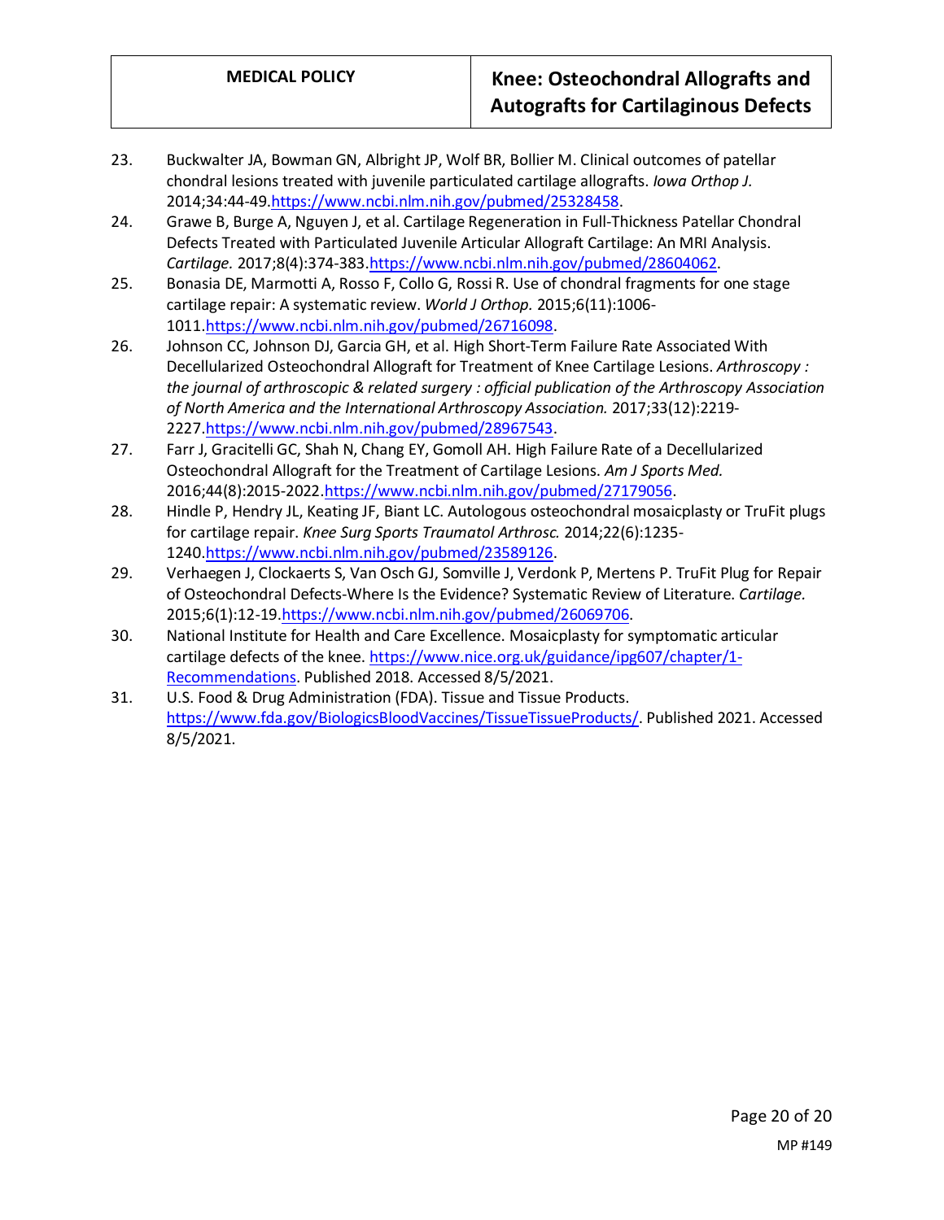23. Buckwalter JA, Bowman GN, Albright JP, Wolf BR, Bollier M. Clinical outcomes of patellar chondral lesions treated with juvenile particulated cartilage allografts. *Iowa Orthop J.* 2014;34:44-49.https://www.ncbi.nlm.nih.gov/pubmed/25328458.
24. Grawe B, Burge A, Nguyen J, et al. Cartilage Regeneration in Full-Thickness Patellar Chondral Defects Treated with Particulated Juvenile Articular Allograft Cartilage: An MRI Analysis. *Cartilage.* 2017;8(4):374-383.https://www.ncbi.nlm.nih.gov/pubmed/28604062.
25. Bonasia DE, Marmotti A, Rosso F, Collo G, Rossi R. Use of chondral fragments for one stage cartilage repair: A systematic review. *World J Orthop.* 2015;6(11):1006-1011.https://www.ncbi.nlm.nih.gov/pubmed/26716098.
26. Johnson CC, Johnson DJ, Garcia GH, et al. High Short-Term Failure Rate Associated With Decellularized Osteochondral Allograft for Treatment of Knee Cartilage Lesions. *Arthroscopy : the journal of arthroscopic & related surgery : official publication of the Arthroscopy Association of North America and the International Arthroscopy Association.* 2017;33(12):2219-2227.https://www.ncbi.nlm.nih.gov/pubmed/28967543.
27. Farr J, Gracitelli GC, Shah N, Chang EY, Gomoll AH. High Failure Rate of a Decellularized Osteochondral Allograft for the Treatment of Cartilage Lesions. *Am J Sports Med.* 2016;44(8):2015-2022.https://www.ncbi.nlm.nih.gov/pubmed/27179056.
28. Hindle P, Hendry JL, Keating JF, Biant LC. Autologous osteochondral mosaicplasty or TruFit plugs for cartilage repair. *Knee Surg Sports Traumatol Arthrosc.* 2014;22(6):1235-1240.https://www.ncbi.nlm.nih.gov/pubmed/23589126.
29. Verhaegen J, Clockaerts S, Van Osch GJ, Somville J, Verdonk P, Mertens P. TruFit Plug for Repair of Osteochondral Defects-Where Is the Evidence? Systematic Review of Literature. *Cartilage.* 2015;6(1):12-19.https://www.ncbi.nlm.nih.gov/pubmed/26069706.
30. National Institute for Health and Care Excellence. Mosaicplasty for symptomatic articular cartilage defects of the knee. https://www.nice.org.uk/guidance/ipg607/chapter/1-Recommendations. Published 2018. Accessed 8/5/2021.
31. U.S. Food & Drug Administration (FDA). Tissue and Tissue Products. https://www.fda.gov/BiologicsBloodVaccines/TissueTissueProducts/. Published 2021. Accessed 8/5/2021.